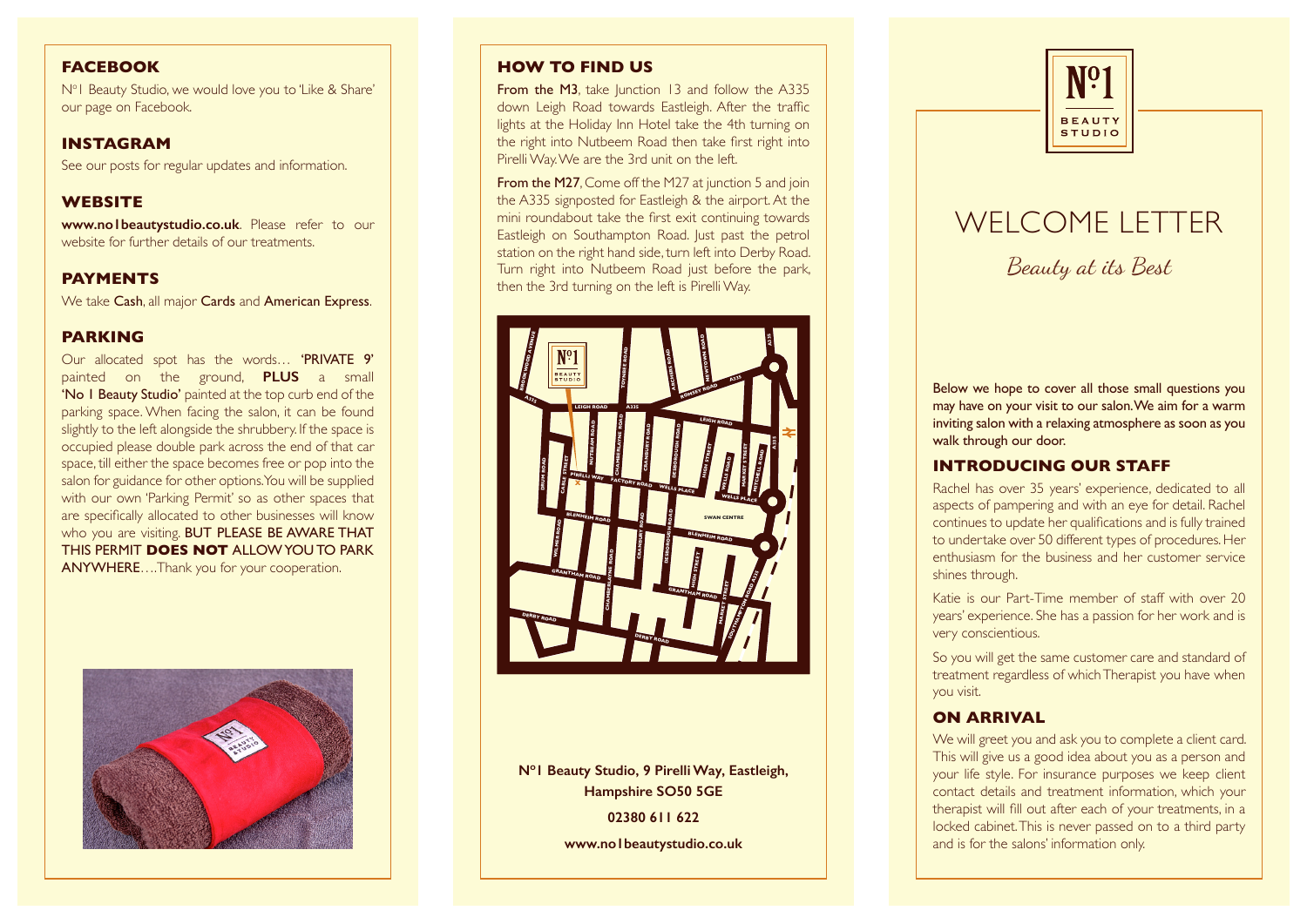## FACEBOOK

N°1 Beauty Studio, we would love you to 'Like & Share' our page on Facebook.

## INSTAGRAM

See our posts for regular updates and information.

## WEBSITE

**www.no1beautystudio.co.uk**. Please refer to our website for further details of our treatments.

## PAYMENTS

We take Cash, all major Cards and American Express.

## PARKING

Our allocated spot has the words… 'PRIVATE 9' painted on the ground, **PLUS** a small 'No 1 Beauty Studio' painted at the top curb end of the parking space. When facing the salon, it can be found slightly to the left alongside the shrubbery. If the space is occupied please double park across the end of that car space, till either the space becomes free or pop into the salon for guidance for other options. You will be supplied with our own 'Parking Permit' so as other spaces that are specifically allocated to other businesses will know who you are visiting. BUT PLEASE BE AWARE THAT THIS PERMIT **DOES NOT** ALLOW YOU TO PARK ANYWHERE….Thank you for your cooperation.

## HOW TO FIND US

**From the M3**, take Junction 13 and follow the A335 down Leigh Road towards Eastleigh. After the traffic lights at the Holiday Inn Hotel take the 4th turning on the right into Nutbeem Road then take first right into Pirelli Way. We are the 3rd unit on the left.

**From the M27**, Come off the M27 at junction 5 and join the A335 signposted for Eastleigh & the airport. At the mini roundabout take the first exit continuing towards Eastleigh on Southampton Road. Just past the petrol station on the right hand side, turn left into Derby Road. Turn right into Nutbeem Road just before the park, then the 3rd turning on the left is Pirelli Way.

**N°1 Beauty Studio, 9 Pirelli Way, Eastleigh, Hampshire SO50 5GE**

**02380 611 622**

**www.no1beautystudio.co.uk**

# WELCOME LETTER

*Beauty at its Best*

Below we hope to cover all those small questions you may have on your visit to our salon. We aim for a warm inviting salon with a relaxing atmosphere as soon as you walk through our door.

## INTRODUCING OUR STAFF

Rachel has over 35 years' experience, dedicated to all aspects of pampering and with an eye for detail. Rachel continues to update her qualifications and is fully trained to undertake over 50 different types of procedures. Her enthusiasm for the business and her customer service shines through.

Katie is our Part-Time member of staff with over 20 years' experience. She has a passion for her work and is very conscientious.

So you will get the same customer care and standard of treatment regardless of which Therapist you have when you visit.

## ON ARRIVAL

We will greet you and ask you to complete a client card. This will give us a good idea about you as a person and your life style. For insurance purposes we keep client contact details and treatment information, which your therapist will fill out after each of your treatments, in a locked cabinet. This is never passed on to a third party and is for the salons' information only.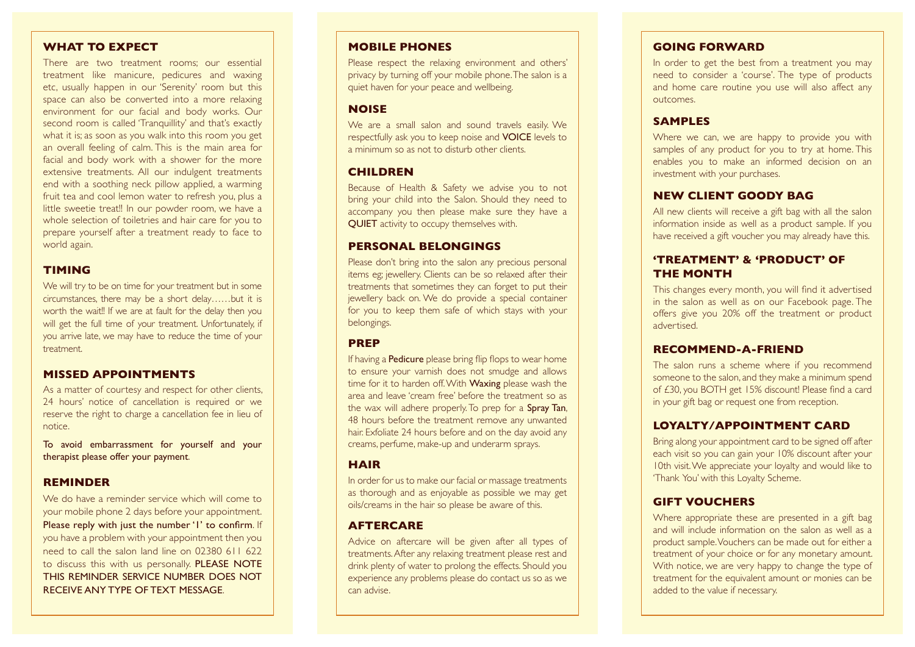## WHAT TO EXPECT

There are two treatment rooms; our essential treatment like manicure, pedicures and waxing etc, usually happen in our 'Serenity' room but this space can also be converted into a more relaxing environment for our facial and body works. Our second room is called 'Tranquillity' and that's exactly what it is; as soon as you walk into this room you get an overall feeling of calm. This is the main area for facial and body work with a shower for the more extensive treatments. All our indulgent treatments end with a soothing neck pillow applied, a warming fruit tea and cool lemon water to refresh you, plus a little sweetie treat!! In our powder room, we have a whole selection of toiletries and hair care for you to prepare yourself after a treatment ready to face to world again.

## TIMING

We will try to be on time for your treatment but in some circumstances, there may be a short delay……but it is worth the wait!! If we are at fault for the delay then you will get the full time of your treatment. Unfortunately, if you arrive late, we may have to reduce the time of your treatment.

## MISSED APPOINTMENTS

As a matter of courtesy and respect for other clients, 24 hours' notice of cancellation is required or we reserve the right to charge a cancellation fee in lieu of notice.

To avoid embarrassment for yourself and your therapist please offer your payment.

## REMINDER

We do have a reminder service which will come to your mobile phone 2 days before your appointment. Please reply with just the number '1' to confirm. If you have a problem with your appointment then you need to call the salon land line on 02380 611 622 to discuss this with us personally. PLEASE NOTE THIS REMINDER SERVICE NUMBER DOES NOT RECEIVE ANY TYPE OF TEXT MESSAGE.

## MOBILE PHONES

Please respect the relaxing environment and others' privacy by turning off your mobile phone. The salon is a quiet haven for your peace and wellbeing.

## NOISE

We are a small salon and sound travels easily. We respectfully ask you to keep noise and VOICE levels to a minimum so as not to disturb other clients.

## CHILDREN

Because of Health & Safety we advise you to not bring your child into the Salon. Should they need to accompany you then please make sure they have a QUIET activity to occupy themselves with.

## PERSONAL BELONGINGS

Please don't bring into the salon any precious personal items eg; jewellery. Clients can be so relaxed after their treatments that sometimes they can forget to put their jewellery back on. We do provide a special container for you to keep them safe of which stays with your belongings.

## PREP

If having a Pedicure please bring flip flops to wear home to ensure your varnish does not smudge and allows time for it to harden off. With Waxing please wash the area and leave 'cream free' before the treatment so as the wax will adhere properly. To prep for a Spray Tan, 48 hours before the treatment remove any unwanted hair. Exfoliate 24 hours before and on the day avoid any creams, perfume, make-up and underarm sprays.

## HAIR

In order for us to make our facial or massage treatments as thorough and as enjoyable as possible we may get oils/creams in the hair so please be aware of this.

## AFTERCARE

Advice on aftercare will be given after all types of treatments. After any relaxing treatment please rest and drink plenty of water to prolong the effects. Should you experience any problems please do contact us so as we can advise.

## GOING FORWARD

In order to get the best from a treatment you may need to consider a 'course'. The type of products and home care routine you use will also affect any outcomes.

## SAMPLES

Where we can, we are happy to provide you with samples of any product for you to try at home. This enables you to make an informed decision on an investment with your purchases.

## NEW CLIENT GOODY BAG

All new clients will receive a gift bag with all the salon information inside as well as a product sample. If you have received a gift voucher you may already have this.

## 'TREATMENT' & 'PRODUCT' OF THE MONTH

This changes every month, you will find it advertised in the salon as well as on our Facebook page. The offers give you 20% off the treatment or product advertised.

## RECOMMEND-A-FRIEND

The salon runs a scheme where if you recommend someone to the salon, and they make a minimum spend of £30, you BOTH get 15% discount! Please find a card in your gift bag or request one from reception.

## LOYALTY/APPOINTMENT CARD

Bring along your appointment card to be signed off after each visit so you can gain your 10% discount after your 10th visit. We appreciate your loyalty and would like to 'Thank You' with this Loyalty Scheme.

## GIFT VOUCHERS

Where appropriate these are presented in a gift bag and will include information on the salon as well as a product sample. Vouchers can be made out for either a treatment of your choice or for any monetary amount. With notice, we are very happy to change the type of treatment for the equivalent amount or monies can be added to the value if necessary.